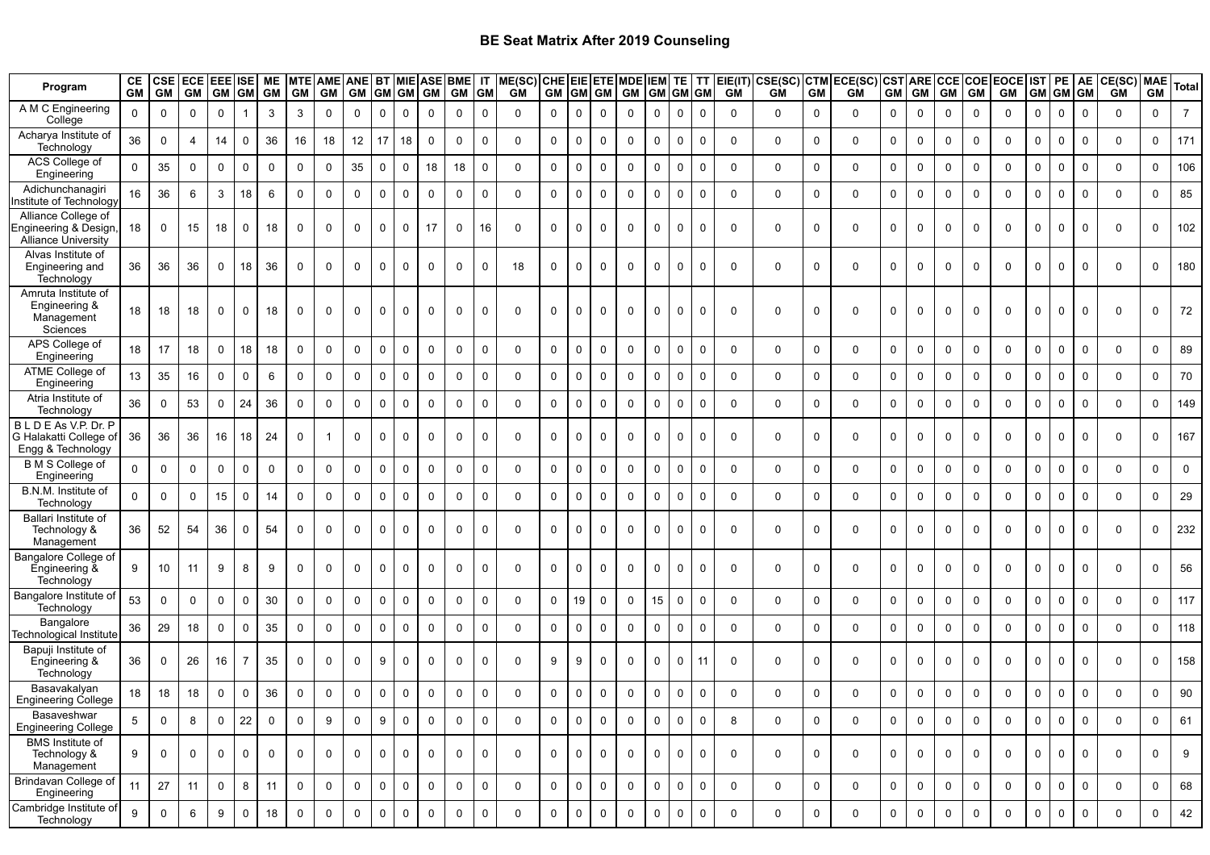# BE Seat Matrix After 2019 Counseling

| Program | CE GM | CSE GM | ECE GM | EEE GM | ISE GM | ME GM | MTE GM | AME GM | ANE GM | BT GM | MIE GM | ASE GM | BME GM | IT GM | ME(SC) GM | CHE GM | EIE GM | ETE GM | MDE GM | IEM GM | TE GM | TT GM | EIE(IT) GM | CSE(SC) GM | CTM GM | ECE(SC) GM | CST GM | ARE GM | CCE GM | COE GM | EOCE GM | IST GM | PE GM | AE GM | CE(SC) GM | MAE GM | Total |
|---|---|---|---|---|---|---|---|---|---|---|---|---|---|---|---|---|---|---|---|---|---|---|---|---|---|---|---|---|---|---|---|---|---|---|---|---|---|
| A M C Engineering College | 0 | 0 | 0 | 0 | 1 | 3 | 3 | 0 | 0 | 0 | 0 | 0 | 0 | 0 | 0 | 0 | 0 | 0 | 0 | 0 | 0 | 0 | 0 | 0 | 0 | 0 | 0 | 0 | 0 | 0 | 0 | 0 | 0 | 0 | 0 | 0 | 7 |
| Acharya Institute of Technology | 36 | 0 | 4 | 14 | 0 | 36 | 16 | 18 | 12 | 17 | 18 | 0 | 0 | 0 | 0 | 0 | 0 | 0 | 0 | 0 | 0 | 0 | 0 | 0 | 0 | 0 | 0 | 0 | 0 | 0 | 0 | 0 | 0 | 0 | 0 | 0 | 171 |
| ACS College of Engineering | 0 | 35 | 0 | 0 | 0 | 0 | 0 | 0 | 35 | 0 | 0 | 18 | 18 | 0 | 0 | 0 | 0 | 0 | 0 | 0 | 0 | 0 | 0 | 0 | 0 | 0 | 0 | 0 | 0 | 0 | 0 | 0 | 0 | 0 | 0 | 0 | 106 |
| Adichunchanagiri Institute of Technology | 16 | 36 | 6 | 3 | 18 | 6 | 0 | 0 | 0 | 0 | 0 | 0 | 0 | 0 | 0 | 0 | 0 | 0 | 0 | 0 | 0 | 0 | 0 | 0 | 0 | 0 | 0 | 0 | 0 | 0 | 0 | 0 | 0 | 0 | 0 | 0 | 85 |
| Alliance College of Engineering & Design, Alliance University | 18 | 0 | 15 | 18 | 0 | 18 | 0 | 0 | 0 | 0 | 0 | 17 | 0 | 16 | 0 | 0 | 0 | 0 | 0 | 0 | 0 | 0 | 0 | 0 | 0 | 0 | 0 | 0 | 0 | 0 | 0 | 0 | 0 | 0 | 0 | 0 | 102 |
| Alvas Institute of Engineering and Technology | 36 | 36 | 36 | 0 | 18 | 36 | 0 | 0 | 0 | 0 | 0 | 0 | 0 | 0 | 18 | 0 | 0 | 0 | 0 | 0 | 0 | 0 | 0 | 0 | 0 | 0 | 0 | 0 | 0 | 0 | 0 | 0 | 0 | 0 | 0 | 0 | 180 |
| Amruta Institute of Engineering & Management Sciences | 18 | 18 | 18 | 0 | 0 | 18 | 0 | 0 | 0 | 0 | 0 | 0 | 0 | 0 | 0 | 0 | 0 | 0 | 0 | 0 | 0 | 0 | 0 | 0 | 0 | 0 | 0 | 0 | 0 | 0 | 0 | 0 | 0 | 0 | 0 | 0 | 72 |
| APS College of Engineering | 18 | 17 | 18 | 0 | 18 | 18 | 0 | 0 | 0 | 0 | 0 | 0 | 0 | 0 | 0 | 0 | 0 | 0 | 0 | 0 | 0 | 0 | 0 | 0 | 0 | 0 | 0 | 0 | 0 | 0 | 0 | 0 | 0 | 0 | 0 | 0 | 89 |
| ATME College of Engineering | 13 | 35 | 16 | 0 | 0 | 6 | 0 | 0 | 0 | 0 | 0 | 0 | 0 | 0 | 0 | 0 | 0 | 0 | 0 | 0 | 0 | 0 | 0 | 0 | 0 | 0 | 0 | 0 | 0 | 0 | 0 | 0 | 0 | 0 | 0 | 0 | 70 |
| Atria Institute of Technology | 36 | 0 | 53 | 0 | 24 | 36 | 0 | 0 | 0 | 0 | 0 | 0 | 0 | 0 | 0 | 0 | 0 | 0 | 0 | 0 | 0 | 0 | 0 | 0 | 0 | 0 | 0 | 0 | 0 | 0 | 0 | 0 | 0 | 0 | 0 | 0 | 149 |
| B L D E As V.P. Dr. P G Halakatti College of Engg & Technology | 36 | 36 | 36 | 16 | 18 | 24 | 0 | 1 | 0 | 0 | 0 | 0 | 0 | 0 | 0 | 0 | 0 | 0 | 0 | 0 | 0 | 0 | 0 | 0 | 0 | 0 | 0 | 0 | 0 | 0 | 0 | 0 | 0 | 0 | 0 | 0 | 167 |
| B M S College of Engineering | 0 | 0 | 0 | 0 | 0 | 0 | 0 | 0 | 0 | 0 | 0 | 0 | 0 | 0 | 0 | 0 | 0 | 0 | 0 | 0 | 0 | 0 | 0 | 0 | 0 | 0 | 0 | 0 | 0 | 0 | 0 | 0 | 0 | 0 | 0 | 0 | 0 |
| B.N.M. Institute of Technology | 0 | 0 | 0 | 15 | 0 | 14 | 0 | 0 | 0 | 0 | 0 | 0 | 0 | 0 | 0 | 0 | 0 | 0 | 0 | 0 | 0 | 0 | 0 | 0 | 0 | 0 | 0 | 0 | 0 | 0 | 0 | 0 | 0 | 0 | 0 | 0 | 29 |
| Ballari Institute of Technology & Management | 36 | 52 | 54 | 36 | 0 | 54 | 0 | 0 | 0 | 0 | 0 | 0 | 0 | 0 | 0 | 0 | 0 | 0 | 0 | 0 | 0 | 0 | 0 | 0 | 0 | 0 | 0 | 0 | 0 | 0 | 0 | 0 | 0 | 0 | 0 | 0 | 232 |
| Bangalore College of Engineering & Technology | 9 | 10 | 11 | 9 | 8 | 9 | 0 | 0 | 0 | 0 | 0 | 0 | 0 | 0 | 0 | 0 | 0 | 0 | 0 | 0 | 0 | 0 | 0 | 0 | 0 | 0 | 0 | 0 | 0 | 0 | 0 | 0 | 0 | 0 | 0 | 0 | 56 |
| Bangalore Institute of Technology | 53 | 0 | 0 | 0 | 0 | 30 | 0 | 0 | 0 | 0 | 0 | 0 | 0 | 0 | 0 | 0 | 19 | 0 | 0 | 15 | 0 | 0 | 0 | 0 | 0 | 0 | 0 | 0 | 0 | 0 | 0 | 0 | 0 | 0 | 0 | 0 | 117 |
| Bangalore Technological Institute | 36 | 29 | 18 | 0 | 0 | 35 | 0 | 0 | 0 | 0 | 0 | 0 | 0 | 0 | 0 | 0 | 0 | 0 | 0 | 0 | 0 | 0 | 0 | 0 | 0 | 0 | 0 | 0 | 0 | 0 | 0 | 0 | 0 | 0 | 0 | 0 | 118 |
| Bapuji Institute of Engineering & Technology | 36 | 0 | 26 | 16 | 7 | 35 | 0 | 0 | 0 | 9 | 0 | 0 | 0 | 0 | 0 | 9 | 9 | 0 | 0 | 0 | 0 | 11 | 0 | 0 | 0 | 0 | 0 | 0 | 0 | 0 | 0 | 0 | 0 | 0 | 0 | 0 | 158 |
| Basavakalyan Engineering College | 18 | 18 | 18 | 0 | 0 | 36 | 0 | 0 | 0 | 0 | 0 | 0 | 0 | 0 | 0 | 0 | 0 | 0 | 0 | 0 | 0 | 0 | 0 | 0 | 0 | 0 | 0 | 0 | 0 | 0 | 0 | 0 | 0 | 0 | 0 | 0 | 90 |
| Basaveshwar Engineering College | 5 | 0 | 8 | 0 | 22 | 0 | 0 | 9 | 0 | 9 | 0 | 0 | 0 | 0 | 0 | 0 | 0 | 0 | 0 | 0 | 0 | 0 | 8 | 0 | 0 | 0 | 0 | 0 | 0 | 0 | 0 | 0 | 0 | 0 | 0 | 0 | 61 |
| BMS Institute of Technology & Management | 9 | 0 | 0 | 0 | 0 | 0 | 0 | 0 | 0 | 0 | 0 | 0 | 0 | 0 | 0 | 0 | 0 | 0 | 0 | 0 | 0 | 0 | 0 | 0 | 0 | 0 | 0 | 0 | 0 | 0 | 0 | 0 | 0 | 0 | 0 | 0 | 9 |
| Brindavan College of Engineering | 11 | 27 | 11 | 0 | 8 | 11 | 0 | 0 | 0 | 0 | 0 | 0 | 0 | 0 | 0 | 0 | 0 | 0 | 0 | 0 | 0 | 0 | 0 | 0 | 0 | 0 | 0 | 0 | 0 | 0 | 0 | 0 | 0 | 0 | 0 | 0 | 68 |
| Cambridge Institute of Technology | 9 | 0 | 6 | 9 | 0 | 18 | 0 | 0 | 0 | 0 | 0 | 0 | 0 | 0 | 0 | 0 | 0 | 0 | 0 | 0 | 0 | 0 | 0 | 0 | 0 | 0 | 0 | 0 | 0 | 0 | 0 | 0 | 0 | 0 | 0 | 0 | 42 |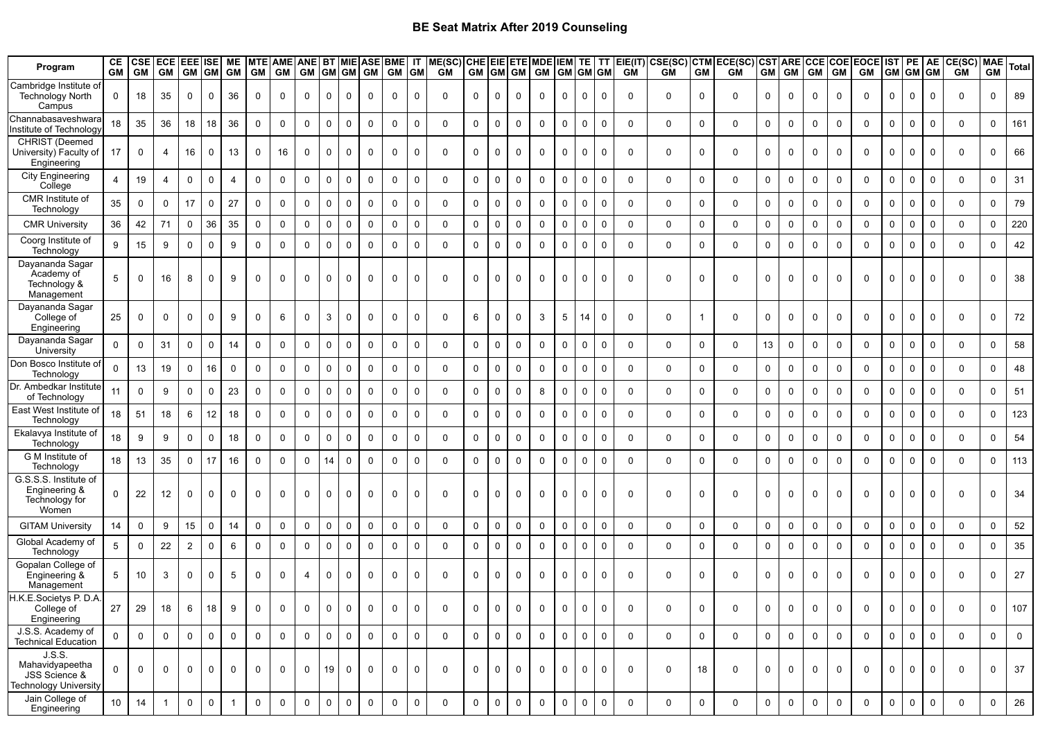## BE Seat Matrix After 2019 Counseling

| Program | CE GM | CSE GM | ECE GM | EEE GM | ISE GM | ME GM | MTE GM | AME GM | ANE GM | BT GM | MIE GM | ASE GM | BME GM | IT GM | ME(SC) GM | CHE GM | EIE GM | ETE GM | MDE GM | IEM GM | TE GM | TT GM | EIE(IT) GM | CSE(SC) GM | CTM GM | ECE(SC) GM | CST GM | ARE GM | CCE GM | COE GM | EOCE GM | IST GM | PE GM | AE GM | CE(SC) GM | MAE GM | Total |
|---|---|---|---|---|---|---|---|---|---|---|---|---|---|---|---|---|---|---|---|---|---|---|---|---|---|---|---|---|---|---|---|---|---|---|---|---|---|
| Cambridge Institute of Technology North Campus | 0 | 18 | 35 | 0 | 0 | 36 | 0 | 0 | 0 | 0 | 0 | 0 | 0 | 0 | 0 | 0 | 0 | 0 | 0 | 0 | 0 | 0 | 0 | 0 | 0 | 0 | 0 | 0 | 0 | 0 | 0 | 0 | 0 | 0 | 0 | 0 | 89 |
| Channabasaveshwara Institute of Technology | 18 | 35 | 36 | 18 | 18 | 36 | 0 | 0 | 0 | 0 | 0 | 0 | 0 | 0 | 0 | 0 | 0 | 0 | 0 | 0 | 0 | 0 | 0 | 0 | 0 | 0 | 0 | 0 | 0 | 0 | 0 | 0 | 0 | 0 | 0 | 0 | 161 |
| CHRIST (Deemed University) Faculty of Engineering | 17 | 0 | 4 | 16 | 0 | 13 | 0 | 16 | 0 | 0 | 0 | 0 | 0 | 0 | 0 | 0 | 0 | 0 | 0 | 0 | 0 | 0 | 0 | 0 | 0 | 0 | 0 | 0 | 0 | 0 | 0 | 0 | 0 | 0 | 0 | 0 | 66 |
| City Engineering College | 4 | 19 | 4 | 0 | 0 | 4 | 0 | 0 | 0 | 0 | 0 | 0 | 0 | 0 | 0 | 0 | 0 | 0 | 0 | 0 | 0 | 0 | 0 | 0 | 0 | 0 | 0 | 0 | 0 | 0 | 0 | 0 | 0 | 0 | 0 | 0 | 31 |
| CMR Institute of Technology | 35 | 0 | 0 | 17 | 0 | 27 | 0 | 0 | 0 | 0 | 0 | 0 | 0 | 0 | 0 | 0 | 0 | 0 | 0 | 0 | 0 | 0 | 0 | 0 | 0 | 0 | 0 | 0 | 0 | 0 | 0 | 0 | 0 | 0 | 0 | 0 | 79 |
| CMR University | 36 | 42 | 71 | 0 | 36 | 35 | 0 | 0 | 0 | 0 | 0 | 0 | 0 | 0 | 0 | 0 | 0 | 0 | 0 | 0 | 0 | 0 | 0 | 0 | 0 | 0 | 0 | 0 | 0 | 0 | 0 | 0 | 0 | 0 | 0 | 0 | 220 |
| Coorg Institute of Technology | 9 | 15 | 9 | 0 | 0 | 9 | 0 | 0 | 0 | 0 | 0 | 0 | 0 | 0 | 0 | 0 | 0 | 0 | 0 | 0 | 0 | 0 | 0 | 0 | 0 | 0 | 0 | 0 | 0 | 0 | 0 | 0 | 0 | 0 | 0 | 0 | 42 |
| Dayananda Sagar Academy of Technology & Management | 5 | 0 | 16 | 8 | 0 | 9 | 0 | 0 | 0 | 0 | 0 | 0 | 0 | 0 | 0 | 0 | 0 | 0 | 0 | 0 | 0 | 0 | 0 | 0 | 0 | 0 | 0 | 0 | 0 | 0 | 0 | 0 | 0 | 0 | 0 | 0 | 38 |
| Dayananda Sagar College of Engineering | 25 | 0 | 0 | 0 | 0 | 9 | 0 | 6 | 0 | 3 | 0 | 0 | 0 | 0 | 0 | 6 | 0 | 0 | 3 | 5 | 14 | 0 | 0 | 0 | 1 | 0 | 0 | 0 | 0 | 0 | 0 | 0 | 0 | 0 | 0 | 0 | 72 |
| Dayananda Sagar University | 0 | 0 | 31 | 0 | 0 | 14 | 0 | 0 | 0 | 0 | 0 | 0 | 0 | 0 | 0 | 0 | 0 | 0 | 0 | 0 | 0 | 0 | 0 | 0 | 0 | 0 | 13 | 0 | 0 | 0 | 0 | 0 | 0 | 0 | 0 | 0 | 58 |
| Don Bosco Institute of Technology | 0 | 13 | 19 | 0 | 16 | 0 | 0 | 0 | 0 | 0 | 0 | 0 | 0 | 0 | 0 | 0 | 0 | 0 | 0 | 0 | 0 | 0 | 0 | 0 | 0 | 0 | 0 | 0 | 0 | 0 | 0 | 0 | 0 | 0 | 0 | 0 | 48 |
| Dr. Ambedkar Institute of Technology | 11 | 0 | 9 | 0 | 0 | 23 | 0 | 0 | 0 | 0 | 0 | 0 | 0 | 0 | 0 | 0 | 0 | 0 | 8 | 0 | 0 | 0 | 0 | 0 | 0 | 0 | 0 | 0 | 0 | 0 | 0 | 0 | 0 | 0 | 0 | 0 | 51 |
| East West Institute of Technology | 18 | 51 | 18 | 6 | 12 | 18 | 0 | 0 | 0 | 0 | 0 | 0 | 0 | 0 | 0 | 0 | 0 | 0 | 0 | 0 | 0 | 0 | 0 | 0 | 0 | 0 | 0 | 0 | 0 | 0 | 0 | 0 | 0 | 0 | 0 | 0 | 123 |
| Ekalavya Institute of Technology | 18 | 9 | 9 | 0 | 0 | 18 | 0 | 0 | 0 | 0 | 0 | 0 | 0 | 0 | 0 | 0 | 0 | 0 | 0 | 0 | 0 | 0 | 0 | 0 | 0 | 0 | 0 | 0 | 0 | 0 | 0 | 0 | 0 | 0 | 0 | 0 | 54 |
| G M Institute of Technology | 18 | 13 | 35 | 0 | 17 | 16 | 0 | 0 | 0 | 14 | 0 | 0 | 0 | 0 | 0 | 0 | 0 | 0 | 0 | 0 | 0 | 0 | 0 | 0 | 0 | 0 | 0 | 0 | 0 | 0 | 0 | 0 | 0 | 0 | 0 | 0 | 113 |
| G.S.S.S. Institute of Engineering & Technology for Women | 0 | 22 | 12 | 0 | 0 | 0 | 0 | 0 | 0 | 0 | 0 | 0 | 0 | 0 | 0 | 0 | 0 | 0 | 0 | 0 | 0 | 0 | 0 | 0 | 0 | 0 | 0 | 0 | 0 | 0 | 0 | 0 | 0 | 0 | 0 | 0 | 34 |
| GITAM University | 14 | 0 | 9 | 15 | 0 | 14 | 0 | 0 | 0 | 0 | 0 | 0 | 0 | 0 | 0 | 0 | 0 | 0 | 0 | 0 | 0 | 0 | 0 | 0 | 0 | 0 | 0 | 0 | 0 | 0 | 0 | 0 | 0 | 0 | 0 | 0 | 52 |
| Global Academy of Technology | 5 | 0 | 22 | 2 | 0 | 6 | 0 | 0 | 0 | 0 | 0 | 0 | 0 | 0 | 0 | 0 | 0 | 0 | 0 | 0 | 0 | 0 | 0 | 0 | 0 | 0 | 0 | 0 | 0 | 0 | 0 | 0 | 0 | 0 | 0 | 0 | 35 |
| Gopalan College of Engineering & Management | 5 | 10 | 3 | 0 | 0 | 5 | 0 | 0 | 4 | 0 | 0 | 0 | 0 | 0 | 0 | 0 | 0 | 0 | 0 | 0 | 0 | 0 | 0 | 0 | 0 | 0 | 0 | 0 | 0 | 0 | 0 | 0 | 0 | 0 | 0 | 0 | 27 |
| H.K.E.Societys P. D.A. College of Engineering | 27 | 29 | 18 | 6 | 18 | 9 | 0 | 0 | 0 | 0 | 0 | 0 | 0 | 0 | 0 | 0 | 0 | 0 | 0 | 0 | 0 | 0 | 0 | 0 | 0 | 0 | 0 | 0 | 0 | 0 | 0 | 0 | 0 | 0 | 0 | 0 | 107 |
| J.S.S. Academy of Technical Education | 0 | 0 | 0 | 0 | 0 | 0 | 0 | 0 | 0 | 0 | 0 | 0 | 0 | 0 | 0 | 0 | 0 | 0 | 0 | 0 | 0 | 0 | 0 | 0 | 0 | 0 | 0 | 0 | 0 | 0 | 0 | 0 | 0 | 0 | 0 | 0 | 0 |
| J.S.S. Mahavidyapeetha JSS Science & Technology University | 0 | 0 | 0 | 0 | 0 | 0 | 0 | 0 | 0 | 19 | 0 | 0 | 0 | 0 | 0 | 0 | 0 | 0 | 0 | 0 | 0 | 0 | 0 | 0 | 18 | 0 | 0 | 0 | 0 | 0 | 0 | 0 | 0 | 0 | 0 | 0 | 37 |
| Jain College of Engineering | 10 | 14 | 1 | 0 | 0 | 1 | 0 | 0 | 0 | 0 | 0 | 0 | 0 | 0 | 0 | 0 | 0 | 0 | 0 | 0 | 0 | 0 | 0 | 0 | 0 | 0 | 0 | 0 | 0 | 0 | 0 | 0 | 0 | 0 | 0 | 0 | 26 |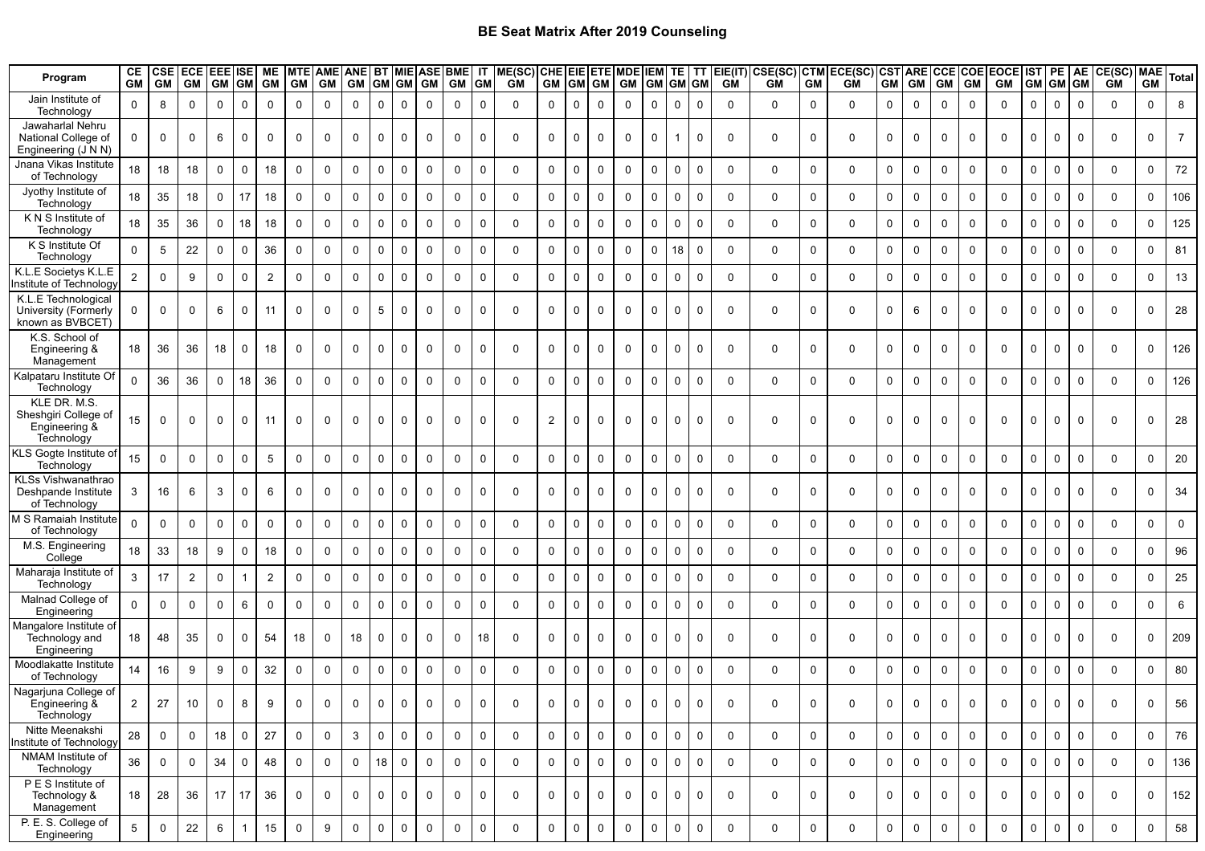# BE Seat Matrix After 2019 Counseling

| Program | CE GM | CSE GM | ECE GM | EEE GM | ISE GM | ME GM | MTE GM | AME GM | ANE GM | BT GM | MIE GM | ASE GM | BME GM | IT GM | ME(SC) GM | CHE GM | EIE GM | ETE GM | MDE GM | IEM GM | TE GM | TT GM | EIE(IT) GM | CSE(SC) GM | CTM GM | ECE(SC) GM | CST GM | ARE GM | CCE GM | COE GM | EOCE GM | IST GM | PE GM | AE GM | CE(SC) GM | MAE GM | Total |
|---|---|---|---|---|---|---|---|---|---|---|---|---|---|---|---|---|---|---|---|---|---|---|---|---|---|---|---|---|---|---|---|---|---|---|---|---|---|
| Jain Institute of Technology | 0 | 8 | 0 | 0 | 0 | 0 | 0 | 0 | 0 | 0 | 0 | 0 | 0 | 0 | 0 | 0 | 0 | 0 | 0 | 0 | 0 | 0 | 0 | 0 | 0 | 0 | 0 | 0 | 0 | 0 | 0 | 0 | 0 | 0 | 0 | 0 | 8 |
| Jawaharlal Nehru National College of Engineering (J N N) | 0 | 0 | 0 | 6 | 0 | 0 | 0 | 0 | 0 | 0 | 0 | 0 | 0 | 0 | 0 | 0 | 0 | 0 | 0 | 0 | 1 | 0 | 0 | 0 | 0 | 0 | 0 | 0 | 0 | 0 | 0 | 0 | 0 | 0 | 0 | 0 | 7 |
| Jnana Vikas Institute of Technology | 18 | 18 | 18 | 0 | 0 | 18 | 0 | 0 | 0 | 0 | 0 | 0 | 0 | 0 | 0 | 0 | 0 | 0 | 0 | 0 | 0 | 0 | 0 | 0 | 0 | 0 | 0 | 0 | 0 | 0 | 0 | 0 | 0 | 0 | 0 | 0 | 72 |
| Jyothy Institute of Technology | 18 | 35 | 18 | 0 | 17 | 18 | 0 | 0 | 0 | 0 | 0 | 0 | 0 | 0 | 0 | 0 | 0 | 0 | 0 | 0 | 0 | 0 | 0 | 0 | 0 | 0 | 0 | 0 | 0 | 0 | 0 | 0 | 0 | 0 | 0 | 0 | 106 |
| K N S Institute of Technology | 18 | 35 | 36 | 0 | 18 | 18 | 0 | 0 | 0 | 0 | 0 | 0 | 0 | 0 | 0 | 0 | 0 | 0 | 0 | 0 | 0 | 0 | 0 | 0 | 0 | 0 | 0 | 0 | 0 | 0 | 0 | 0 | 0 | 0 | 0 | 0 | 125 |
| K S Institute Of Technology | 0 | 5 | 22 | 0 | 0 | 36 | 0 | 0 | 0 | 0 | 0 | 0 | 0 | 0 | 0 | 0 | 0 | 0 | 0 | 0 | 18 | 0 | 0 | 0 | 0 | 0 | 0 | 0 | 0 | 0 | 0 | 0 | 0 | 0 | 0 | 0 | 81 |
| K.L.E Societys K.L.E Institute of Technology | 2 | 0 | 9 | 0 | 0 | 2 | 0 | 0 | 0 | 0 | 0 | 0 | 0 | 0 | 0 | 0 | 0 | 0 | 0 | 0 | 0 | 0 | 0 | 0 | 0 | 0 | 0 | 0 | 0 | 0 | 0 | 0 | 0 | 0 | 0 | 0 | 13 |
| K.L.E Technological University (Formerly known as BVBCET) | 0 | 0 | 0 | 6 | 0 | 11 | 0 | 0 | 0 | 5 | 0 | 0 | 0 | 0 | 0 | 0 | 0 | 0 | 0 | 0 | 0 | 0 | 0 | 0 | 0 | 0 | 0 | 6 | 0 | 0 | 0 | 0 | 0 | 0 | 0 | 0 | 28 |
| K.S. School of Engineering & Management | 18 | 36 | 36 | 18 | 0 | 18 | 0 | 0 | 0 | 0 | 0 | 0 | 0 | 0 | 0 | 0 | 0 | 0 | 0 | 0 | 0 | 0 | 0 | 0 | 0 | 0 | 0 | 0 | 0 | 0 | 0 | 0 | 0 | 0 | 0 | 0 | 126 |
| Kalpataru Institute Of Technology | 0 | 36 | 36 | 0 | 18 | 36 | 0 | 0 | 0 | 0 | 0 | 0 | 0 | 0 | 0 | 0 | 0 | 0 | 0 | 0 | 0 | 0 | 0 | 0 | 0 | 0 | 0 | 0 | 0 | 0 | 0 | 0 | 0 | 0 | 0 | 0 | 126 |
| KLE DR. M.S. Sheshgiri College of Engineering & Technology | 15 | 0 | 0 | 0 | 0 | 11 | 0 | 0 | 0 | 0 | 0 | 0 | 0 | 0 | 0 | 2 | 0 | 0 | 0 | 0 | 0 | 0 | 0 | 0 | 0 | 0 | 0 | 0 | 0 | 0 | 0 | 0 | 0 | 0 | 0 | 0 | 28 |
| KLS Gogte Institute of Technology | 15 | 0 | 0 | 0 | 0 | 5 | 0 | 0 | 0 | 0 | 0 | 0 | 0 | 0 | 0 | 0 | 0 | 0 | 0 | 0 | 0 | 0 | 0 | 0 | 0 | 0 | 0 | 0 | 0 | 0 | 0 | 0 | 0 | 0 | 0 | 0 | 20 |
| KLSs Vishwanathrao Deshpande Institute of Technology | 3 | 16 | 6 | 3 | 0 | 6 | 0 | 0 | 0 | 0 | 0 | 0 | 0 | 0 | 0 | 0 | 0 | 0 | 0 | 0 | 0 | 0 | 0 | 0 | 0 | 0 | 0 | 0 | 0 | 0 | 0 | 0 | 0 | 0 | 0 | 0 | 34 |
| M S Ramaiah Institute of Technology | 0 | 0 | 0 | 0 | 0 | 0 | 0 | 0 | 0 | 0 | 0 | 0 | 0 | 0 | 0 | 0 | 0 | 0 | 0 | 0 | 0 | 0 | 0 | 0 | 0 | 0 | 0 | 0 | 0 | 0 | 0 | 0 | 0 | 0 | 0 | 0 | 0 |
| M.S. Engineering College | 18 | 33 | 18 | 9 | 0 | 18 | 0 | 0 | 0 | 0 | 0 | 0 | 0 | 0 | 0 | 0 | 0 | 0 | 0 | 0 | 0 | 0 | 0 | 0 | 0 | 0 | 0 | 0 | 0 | 0 | 0 | 0 | 0 | 0 | 0 | 0 | 96 |
| Maharaja Institute of Technology | 3 | 17 | 2 | 0 | 1 | 2 | 0 | 0 | 0 | 0 | 0 | 0 | 0 | 0 | 0 | 0 | 0 | 0 | 0 | 0 | 0 | 0 | 0 | 0 | 0 | 0 | 0 | 0 | 0 | 0 | 0 | 0 | 0 | 0 | 0 | 0 | 25 |
| Malnad College of Engineering | 0 | 0 | 0 | 0 | 6 | 0 | 0 | 0 | 0 | 0 | 0 | 0 | 0 | 0 | 0 | 0 | 0 | 0 | 0 | 0 | 0 | 0 | 0 | 0 | 0 | 0 | 0 | 0 | 0 | 0 | 0 | 0 | 0 | 0 | 0 | 0 | 6 |
| Mangalore Institute of Technology and Engineering | 18 | 48 | 35 | 0 | 0 | 54 | 18 | 0 | 18 | 0 | 0 | 0 | 0 | 18 | 0 | 0 | 0 | 0 | 0 | 0 | 0 | 0 | 0 | 0 | 0 | 0 | 0 | 0 | 0 | 0 | 0 | 0 | 0 | 0 | 0 | 0 | 209 |
| Moodlakatte Institute of Technology | 14 | 16 | 9 | 9 | 0 | 32 | 0 | 0 | 0 | 0 | 0 | 0 | 0 | 0 | 0 | 0 | 0 | 0 | 0 | 0 | 0 | 0 | 0 | 0 | 0 | 0 | 0 | 0 | 0 | 0 | 0 | 0 | 0 | 0 | 0 | 0 | 80 |
| Nagarjuna College of Engineering & Technology | 2 | 27 | 10 | 0 | 8 | 9 | 0 | 0 | 0 | 0 | 0 | 0 | 0 | 0 | 0 | 0 | 0 | 0 | 0 | 0 | 0 | 0 | 0 | 0 | 0 | 0 | 0 | 0 | 0 | 0 | 0 | 0 | 0 | 0 | 0 | 0 | 56 |
| Nitte Meenakshi Institute of Technology | 28 | 0 | 0 | 18 | 0 | 27 | 0 | 0 | 3 | 0 | 0 | 0 | 0 | 0 | 0 | 0 | 0 | 0 | 0 | 0 | 0 | 0 | 0 | 0 | 0 | 0 | 0 | 0 | 0 | 0 | 0 | 0 | 0 | 0 | 0 | 0 | 76 |
| NMAM Institute of Technology | 36 | 0 | 0 | 34 | 0 | 48 | 0 | 0 | 0 | 18 | 0 | 0 | 0 | 0 | 0 | 0 | 0 | 0 | 0 | 0 | 0 | 0 | 0 | 0 | 0 | 0 | 0 | 0 | 0 | 0 | 0 | 0 | 0 | 0 | 0 | 0 | 136 |
| P E S Institute of Technology & Management | 18 | 28 | 36 | 17 | 17 | 36 | 0 | 0 | 0 | 0 | 0 | 0 | 0 | 0 | 0 | 0 | 0 | 0 | 0 | 0 | 0 | 0 | 0 | 0 | 0 | 0 | 0 | 0 | 0 | 0 | 0 | 0 | 0 | 0 | 0 | 0 | 152 |
| P. E. S. College of Engineering | 5 | 0 | 22 | 6 | 1 | 15 | 0 | 9 | 0 | 0 | 0 | 0 | 0 | 0 | 0 | 0 | 0 | 0 | 0 | 0 | 0 | 0 | 0 | 0 | 0 | 0 | 0 | 0 | 0 | 0 | 0 | 0 | 0 | 0 | 0 | 0 | 58 |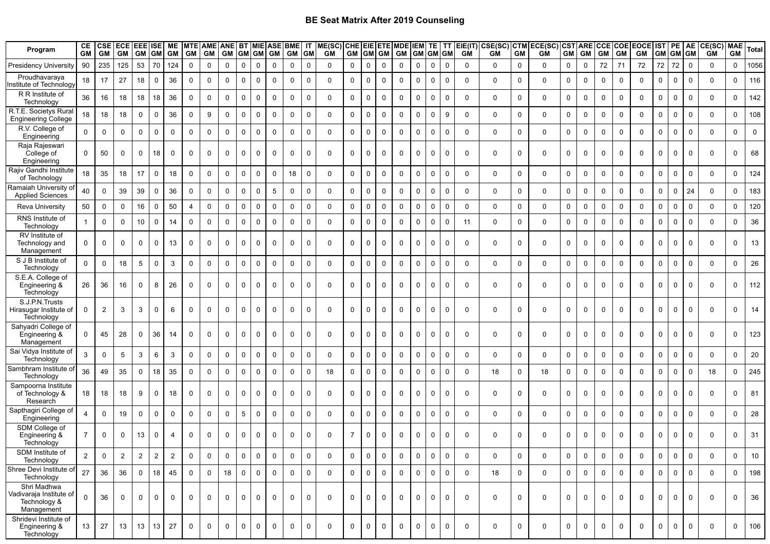# BE Seat Matrix After 2019 Counseling

| Program | CE GM | CSE GM | ECE GM | EEE GM | ISE GM | ME GM | MTE GM | AME GM | ANE GM | BT GM | MIE GM | ASE GM | BME GM | IT GM | ME(SC) GM | CHE GM | EIE GM | ETE GM | MDE GM | IEM GM | TE GM | TT GM | EIE(IT) GM | CSE(SC) GM | CTM GM | ECE(SC) GM | CST GM | ARE GM | CCE GM | COE GM | EOCE GM | IST GM | PE GM | AE GM | CE(SC) GM | MAE GM | Total |
|---|---|---|---|---|---|---|---|---|---|---|---|---|---|---|---|---|---|---|---|---|---|---|---|---|---|---|---|---|---|---|---|---|---|---|---|---|---|
| Presidency University | 90 | 235 | 125 | 53 | 70 | 124 | 0 | 0 | 0 | 0 | 0 | 0 | 0 | 0 | 0 | 0 | 0 | 0 | 0 | 0 | 0 | 0 | 0 | 0 | 0 | 0 | 0 | 0 | 72 | 71 | 72 | 72 | 72 | 0 | 0 | 0 | 1056 |
| Proudhavaraya Institute of Technology | 18 | 17 | 27 | 18 | 0 | 36 | 0 | 0 | 0 | 0 | 0 | 0 | 0 | 0 | 0 | 0 | 0 | 0 | 0 | 0 | 0 | 0 | 0 | 0 | 0 | 0 | 0 | 0 | 0 | 0 | 0 | 0 | 0 | 0 | 0 | 0 | 116 |
| R R Institute of Technology | 36 | 16 | 18 | 18 | 18 | 36 | 0 | 0 | 0 | 0 | 0 | 0 | 0 | 0 | 0 | 0 | 0 | 0 | 0 | 0 | 0 | 0 | 0 | 0 | 0 | 0 | 0 | 0 | 0 | 0 | 0 | 0 | 0 | 0 | 0 | 0 | 142 |
| R.T.E. Societys Rural Engineering College | 18 | 18 | 18 | 0 | 0 | 36 | 0 | 9 | 0 | 0 | 0 | 0 | 0 | 0 | 0 | 0 | 0 | 0 | 0 | 0 | 0 | 9 | 0 | 0 | 0 | 0 | 0 | 0 | 0 | 0 | 0 | 0 | 0 | 0 | 0 | 0 | 108 |
| R.V. College of Engineering | 0 | 0 | 0 | 0 | 0 | 0 | 0 | 0 | 0 | 0 | 0 | 0 | 0 | 0 | 0 | 0 | 0 | 0 | 0 | 0 | 0 | 0 | 0 | 0 | 0 | 0 | 0 | 0 | 0 | 0 | 0 | 0 | 0 | 0 | 0 | 0 | 0 |
| Raja Rajeswari College of Engineering | 0 | 50 | 0 | 0 | 18 | 0 | 0 | 0 | 0 | 0 | 0 | 0 | 0 | 0 | 0 | 0 | 0 | 0 | 0 | 0 | 0 | 0 | 0 | 0 | 0 | 0 | 0 | 0 | 0 | 0 | 0 | 0 | 0 | 0 | 0 | 0 | 68 |
| Rajiv Gandhi Institute of Technology | 18 | 35 | 18 | 17 | 0 | 18 | 0 | 0 | 0 | 0 | 0 | 0 | 18 | 0 | 0 | 0 | 0 | 0 | 0 | 0 | 0 | 0 | 0 | 0 | 0 | 0 | 0 | 0 | 0 | 0 | 0 | 0 | 0 | 0 | 0 | 0 | 124 |
| Ramaiah University of Applied Sciences | 40 | 0 | 39 | 39 | 0 | 36 | 0 | 0 | 0 | 0 | 0 | 5 | 0 | 0 | 0 | 0 | 0 | 0 | 0 | 0 | 0 | 0 | 0 | 0 | 0 | 0 | 0 | 0 | 0 | 0 | 0 | 0 | 0 | 24 | 0 | 0 | 183 |
| Reva University | 50 | 0 | 0 | 16 | 0 | 50 | 4 | 0 | 0 | 0 | 0 | 0 | 0 | 0 | 0 | 0 | 0 | 0 | 0 | 0 | 0 | 0 | 0 | 0 | 0 | 0 | 0 | 0 | 0 | 0 | 0 | 0 | 0 | 0 | 0 | 0 | 120 |
| RNS Institute of Technology | 1 | 0 | 0 | 10 | 0 | 14 | 0 | 0 | 0 | 0 | 0 | 0 | 0 | 0 | 0 | 0 | 0 | 0 | 0 | 0 | 0 | 0 | 11 | 0 | 0 | 0 | 0 | 0 | 0 | 0 | 0 | 0 | 0 | 0 | 0 | 0 | 36 |
| RV Institute of Technology and Management | 0 | 0 | 0 | 0 | 0 | 13 | 0 | 0 | 0 | 0 | 0 | 0 | 0 | 0 | 0 | 0 | 0 | 0 | 0 | 0 | 0 | 0 | 0 | 0 | 0 | 0 | 0 | 0 | 0 | 0 | 0 | 0 | 0 | 0 | 0 | 0 | 13 |
| S J B Institute of Technology | 0 | 0 | 18 | 5 | 0 | 3 | 0 | 0 | 0 | 0 | 0 | 0 | 0 | 0 | 0 | 0 | 0 | 0 | 0 | 0 | 0 | 0 | 0 | 0 | 0 | 0 | 0 | 0 | 0 | 0 | 0 | 0 | 0 | 0 | 0 | 0 | 26 |
| S.E.A. College of Engineering & Technology | 26 | 36 | 16 | 0 | 8 | 26 | 0 | 0 | 0 | 0 | 0 | 0 | 0 | 0 | 0 | 0 | 0 | 0 | 0 | 0 | 0 | 0 | 0 | 0 | 0 | 0 | 0 | 0 | 0 | 0 | 0 | 0 | 0 | 0 | 0 | 0 | 112 |
| S.J.P.N.Trusts Hirasugar Institute of Technology | 0 | 2 | 3 | 3 | 0 | 6 | 0 | 0 | 0 | 0 | 0 | 0 | 0 | 0 | 0 | 0 | 0 | 0 | 0 | 0 | 0 | 0 | 0 | 0 | 0 | 0 | 0 | 0 | 0 | 0 | 0 | 0 | 0 | 0 | 0 | 0 | 14 |
| Sahyadri College of Engineering & Management | 0 | 45 | 28 | 0 | 36 | 14 | 0 | 0 | 0 | 0 | 0 | 0 | 0 | 0 | 0 | 0 | 0 | 0 | 0 | 0 | 0 | 0 | 0 | 0 | 0 | 0 | 0 | 0 | 0 | 0 | 0 | 0 | 0 | 0 | 0 | 0 | 123 |
| Sai Vidya Institute of Technology | 3 | 0 | 5 | 3 | 6 | 3 | 0 | 0 | 0 | 0 | 0 | 0 | 0 | 0 | 0 | 0 | 0 | 0 | 0 | 0 | 0 | 0 | 0 | 0 | 0 | 0 | 0 | 0 | 0 | 0 | 0 | 0 | 0 | 0 | 0 | 0 | 20 |
| Sambhram Institute of Technology | 36 | 49 | 35 | 0 | 18 | 35 | 0 | 0 | 0 | 0 | 0 | 0 | 0 | 0 | 18 | 0 | 0 | 0 | 0 | 0 | 0 | 0 | 0 | 18 | 0 | 18 | 0 | 0 | 0 | 0 | 0 | 0 | 0 | 0 | 18 | 0 | 245 |
| Sampoorna Institute of Technology & Research | 18 | 18 | 18 | 9 | 0 | 18 | 0 | 0 | 0 | 0 | 0 | 0 | 0 | 0 | 0 | 0 | 0 | 0 | 0 | 0 | 0 | 0 | 0 | 0 | 0 | 0 | 0 | 0 | 0 | 0 | 0 | 0 | 0 | 0 | 0 | 0 | 81 |
| Sapthagiri College of Engineering | 4 | 0 | 19 | 0 | 0 | 0 | 0 | 0 | 0 | 5 | 0 | 0 | 0 | 0 | 0 | 0 | 0 | 0 | 0 | 0 | 0 | 0 | 0 | 0 | 0 | 0 | 0 | 0 | 0 | 0 | 0 | 0 | 0 | 0 | 0 | 0 | 28 |
| SDM College of Engineering & Technology | 7 | 0 | 0 | 13 | 0 | 4 | 0 | 0 | 0 | 0 | 0 | 0 | 0 | 0 | 0 | 7 | 0 | 0 | 0 | 0 | 0 | 0 | 0 | 0 | 0 | 0 | 0 | 0 | 0 | 0 | 0 | 0 | 0 | 0 | 0 | 0 | 31 |
| SDM Institute of Technology | 2 | 0 | 2 | 2 | 2 | 2 | 0 | 0 | 0 | 0 | 0 | 0 | 0 | 0 | 0 | 0 | 0 | 0 | 0 | 0 | 0 | 0 | 0 | 0 | 0 | 0 | 0 | 0 | 0 | 0 | 0 | 0 | 0 | 0 | 0 | 0 | 10 |
| Shree Devi Institute of Technology | 27 | 36 | 36 | 0 | 18 | 45 | 0 | 0 | 18 | 0 | 0 | 0 | 0 | 0 | 0 | 0 | 0 | 0 | 0 | 0 | 0 | 0 | 0 | 18 | 0 | 0 | 0 | 0 | 0 | 0 | 0 | 0 | 0 | 0 | 0 | 0 | 198 |
| Shri Madhwa Vadivaraja Institute of Technology & Management | 0 | 36 | 0 | 0 | 0 | 0 | 0 | 0 | 0 | 0 | 0 | 0 | 0 | 0 | 0 | 0 | 0 | 0 | 0 | 0 | 0 | 0 | 0 | 0 | 0 | 0 | 0 | 0 | 0 | 0 | 0 | 0 | 0 | 0 | 0 | 0 | 36 |
| Shridevi Institute of Engineering & Technology | 13 | 27 | 13 | 13 | 13 | 27 | 0 | 0 | 0 | 0 | 0 | 0 | 0 | 0 | 0 | 0 | 0 | 0 | 0 | 0 | 0 | 0 | 0 | 0 | 0 | 0 | 0 | 0 | 0 | 0 | 0 | 0 | 0 | 0 | 0 | 0 | 106 |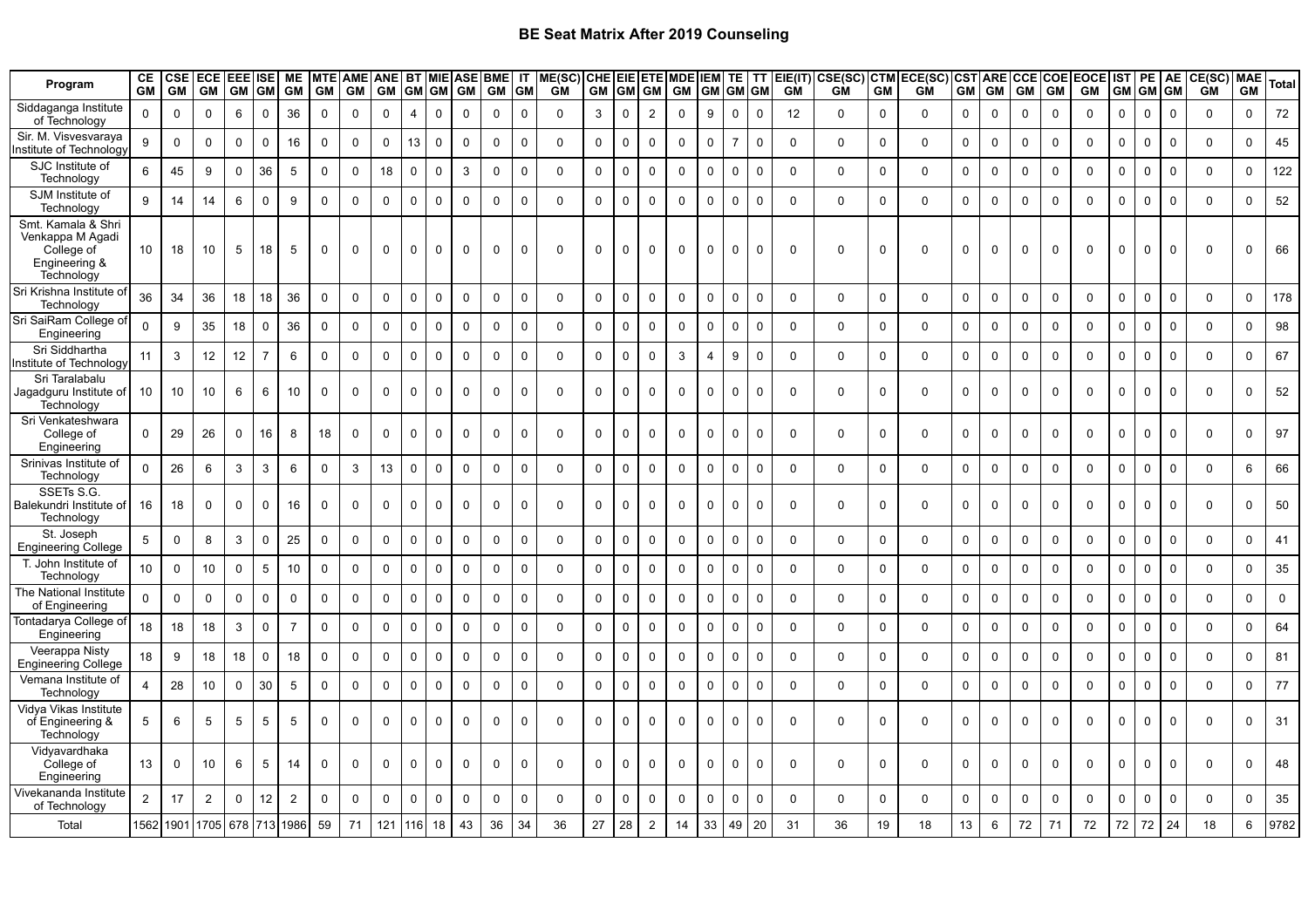## BE Seat Matrix After 2019 Counseling

| Program | CE GM | CSE GM | ECE GM | EEE GM | ISE GM | ME GM | MTE GM | AME GM | ANE GM | BT GM | MIE GM | ASE GM | BME GM | IT GM | ME(SC) GM | CHE GM | EIE GM | ETE GM | MDE GM | IEM GM | TE GM | TT GM | EIE(IT) GM | CSE(SC) GM | CTM GM | ECE(SC) GM | CST GM | ARE GM | CCE GM | COE GM | EOCE GM | IST GM | PE GM | AE GM | CE(SC) GM | MAE GM | Total |
|---|---|---|---|---|---|---|---|---|---|---|---|---|---|---|---|---|---|---|---|---|---|---|---|---|---|---|---|---|---|---|---|---|---|---|---|---|---|
| Siddaganga Institute of Technology | 0 | 0 | 0 | 6 | 0 | 36 | 0 | 0 | 0 | 4 | 0 | 0 | 0 | 0 | 0 | 3 | 0 | 2 | 0 | 9 | 0 | 0 | 12 | 0 | 0 | 0 | 0 | 0 | 0 | 0 | 0 | 0 | 0 | 0 | 0 | 0 | 72 |
| Sir. M. Visvesvaraya Institute of Technology | 9 | 0 | 0 | 0 | 0 | 16 | 0 | 0 | 0 | 13 | 0 | 0 | 0 | 0 | 0 | 0 | 0 | 0 | 0 | 0 | 7 | 0 | 0 | 0 | 0 | 0 | 0 | 0 | 0 | 0 | 0 | 0 | 0 | 0 | 0 | 0 | 45 |
| SJC Institute of Technology | 6 | 45 | 9 | 0 | 36 | 5 | 0 | 0 | 18 | 0 | 0 | 3 | 0 | 0 | 0 | 0 | 0 | 0 | 0 | 0 | 0 | 0 | 0 | 0 | 0 | 0 | 0 | 0 | 0 | 0 | 0 | 0 | 0 | 0 | 0 | 0 | 122 |
| SJM Institute of Technology | 9 | 14 | 14 | 6 | 0 | 9 | 0 | 0 | 0 | 0 | 0 | 0 | 0 | 0 | 0 | 0 | 0 | 0 | 0 | 0 | 0 | 0 | 0 | 0 | 0 | 0 | 0 | 0 | 0 | 0 | 0 | 0 | 0 | 0 | 0 | 0 | 52 |
| Smt. Kamala & Shri Venkappa M Agadi College of Engineering & Technology | 10 | 18 | 10 | 5 | 18 | 5 | 0 | 0 | 0 | 0 | 0 | 0 | 0 | 0 | 0 | 0 | 0 | 0 | 0 | 0 | 0 | 0 | 0 | 0 | 0 | 0 | 0 | 0 | 0 | 0 | 0 | 0 | 0 | 0 | 0 | 0 | 66 |
| Sri Krishna Institute of Technology | 36 | 34 | 36 | 18 | 18 | 36 | 0 | 0 | 0 | 0 | 0 | 0 | 0 | 0 | 0 | 0 | 0 | 0 | 0 | 0 | 0 | 0 | 0 | 0 | 0 | 0 | 0 | 0 | 0 | 0 | 0 | 0 | 0 | 0 | 0 | 0 | 178 |
| Sri SaiRam College of Engineering | 0 | 9 | 35 | 18 | 0 | 36 | 0 | 0 | 0 | 0 | 0 | 0 | 0 | 0 | 0 | 0 | 0 | 0 | 0 | 0 | 0 | 0 | 0 | 0 | 0 | 0 | 0 | 0 | 0 | 0 | 0 | 0 | 0 | 0 | 0 | 0 | 98 |
| Sri Siddhartha Institute of Technology | 11 | 3 | 12 | 12 | 7 | 6 | 0 | 0 | 0 | 0 | 0 | 0 | 0 | 0 | 0 | 0 | 0 | 0 | 3 | 4 | 9 | 0 | 0 | 0 | 0 | 0 | 0 | 0 | 0 | 0 | 0 | 0 | 0 | 0 | 0 | 0 | 67 |
| Sri Taralabalu Jagadguru Institute of Technology | 10 | 10 | 10 | 6 | 6 | 10 | 0 | 0 | 0 | 0 | 0 | 0 | 0 | 0 | 0 | 0 | 0 | 0 | 0 | 0 | 0 | 0 | 0 | 0 | 0 | 0 | 0 | 0 | 0 | 0 | 0 | 0 | 0 | 0 | 0 | 0 | 52 |
| Sri Venkateshwara College of Engineering | 0 | 29 | 26 | 0 | 16 | 8 | 18 | 0 | 0 | 0 | 0 | 0 | 0 | 0 | 0 | 0 | 0 | 0 | 0 | 0 | 0 | 0 | 0 | 0 | 0 | 0 | 0 | 0 | 0 | 0 | 0 | 0 | 0 | 0 | 0 | 0 | 97 |
| Srinivas Institute of Technology | 0 | 26 | 6 | 3 | 3 | 6 | 0 | 3 | 13 | 0 | 0 | 0 | 0 | 0 | 0 | 0 | 0 | 0 | 0 | 0 | 0 | 0 | 0 | 0 | 0 | 0 | 0 | 0 | 0 | 0 | 0 | 0 | 0 | 0 | 0 | 6 | 66 |
| SSETs S.G. Balekundri Institute of Technology | 16 | 18 | 0 | 0 | 0 | 16 | 0 | 0 | 0 | 0 | 0 | 0 | 0 | 0 | 0 | 0 | 0 | 0 | 0 | 0 | 0 | 0 | 0 | 0 | 0 | 0 | 0 | 0 | 0 | 0 | 0 | 0 | 0 | 0 | 0 | 0 | 50 |
| St. Joseph Engineering College | 5 | 0 | 8 | 3 | 0 | 25 | 0 | 0 | 0 | 0 | 0 | 0 | 0 | 0 | 0 | 0 | 0 | 0 | 0 | 0 | 0 | 0 | 0 | 0 | 0 | 0 | 0 | 0 | 0 | 0 | 0 | 0 | 0 | 0 | 0 | 0 | 41 |
| T. John Institute of Technology | 10 | 0 | 10 | 0 | 5 | 10 | 0 | 0 | 0 | 0 | 0 | 0 | 0 | 0 | 0 | 0 | 0 | 0 | 0 | 0 | 0 | 0 | 0 | 0 | 0 | 0 | 0 | 0 | 0 | 0 | 0 | 0 | 0 | 0 | 0 | 0 | 35 |
| The National Institute of Engineering | 0 | 0 | 0 | 0 | 0 | 0 | 0 | 0 | 0 | 0 | 0 | 0 | 0 | 0 | 0 | 0 | 0 | 0 | 0 | 0 | 0 | 0 | 0 | 0 | 0 | 0 | 0 | 0 | 0 | 0 | 0 | 0 | 0 | 0 | 0 | 0 | 0 |
| Tontadarya College of Engineering | 18 | 18 | 18 | 3 | 0 | 7 | 0 | 0 | 0 | 0 | 0 | 0 | 0 | 0 | 0 | 0 | 0 | 0 | 0 | 0 | 0 | 0 | 0 | 0 | 0 | 0 | 0 | 0 | 0 | 0 | 0 | 0 | 0 | 0 | 0 | 0 | 64 |
| Veerappa Nisty Engineering College | 18 | 9 | 18 | 18 | 0 | 18 | 0 | 0 | 0 | 0 | 0 | 0 | 0 | 0 | 0 | 0 | 0 | 0 | 0 | 0 | 0 | 0 | 0 | 0 | 0 | 0 | 0 | 0 | 0 | 0 | 0 | 0 | 0 | 0 | 0 | 0 | 81 |
| Vemana Institute of Technology | 4 | 28 | 10 | 0 | 30 | 5 | 0 | 0 | 0 | 0 | 0 | 0 | 0 | 0 | 0 | 0 | 0 | 0 | 0 | 0 | 0 | 0 | 0 | 0 | 0 | 0 | 0 | 0 | 0 | 0 | 0 | 0 | 0 | 0 | 0 | 0 | 77 |
| Vidya Vikas Institute of Engineering & Technology | 5 | 6 | 5 | 5 | 5 | 5 | 0 | 0 | 0 | 0 | 0 | 0 | 0 | 0 | 0 | 0 | 0 | 0 | 0 | 0 | 0 | 0 | 0 | 0 | 0 | 0 | 0 | 0 | 0 | 0 | 0 | 0 | 0 | 0 | 0 | 0 | 31 |
| Vidyavardhaka College of Engineering | 13 | 0 | 10 | 6 | 5 | 14 | 0 | 0 | 0 | 0 | 0 | 0 | 0 | 0 | 0 | 0 | 0 | 0 | 0 | 0 | 0 | 0 | 0 | 0 | 0 | 0 | 0 | 0 | 0 | 0 | 0 | 0 | 0 | 0 | 0 | 0 | 48 |
| Vivekananda Institute of Technology | 2 | 17 | 2 | 0 | 12 | 2 | 0 | 0 | 0 | 0 | 0 | 0 | 0 | 0 | 0 | 0 | 0 | 0 | 0 | 0 | 0 | 0 | 0 | 0 | 0 | 0 | 0 | 0 | 0 | 0 | 0 | 0 | 0 | 0 | 0 | 0 | 35 |
| Total | 1562 | 1901 | 1705 | 678 | 713 | 1986 | 59 | 71 | 121 | 116 | 18 | 43 | 36 | 34 | 36 | 27 | 28 | 2 | 14 | 33 | 49 | 20 | 31 | 36 | 19 | 18 | 13 | 6 | 72 | 71 | 72 | 72 | 72 | 24 | 18 | 6 | 9782 |